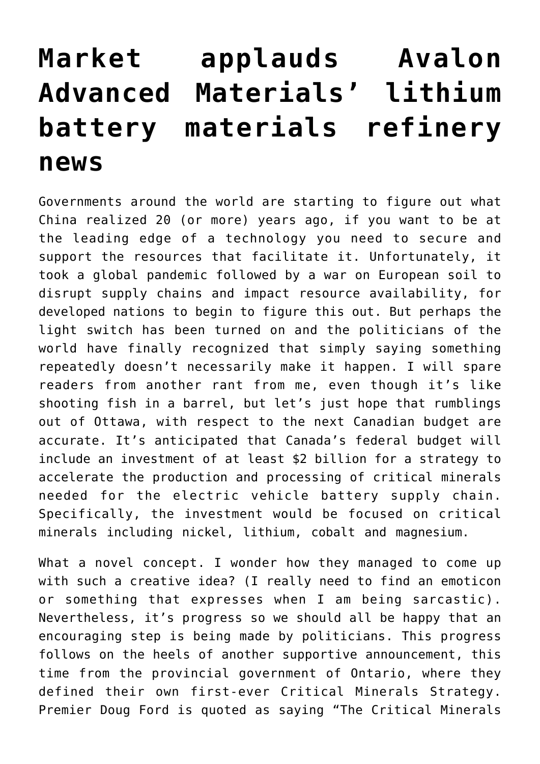# Market applauds Avalon Advanced Materials' lithium battery materials refinery news

Governments around the world are starting to figure out what China realized 20 (or more) years ago, if you want to be at the leading edge of a technology you need to secure and support the resources that facilitate it. Unfortunately, it took a global pandemic followed by a war on European soil to disrupt supply chains and impact resource availability, for developed nations to begin to figure this out. But perhaps the light switch has been turned on and the politicians of the world have finally recognized that simply saying something repeatedly doesn't necessarily make it happen. I will spare readers from another rant from me, even though it's like shooting fish in a barrel, but let's just hope that rumblings out of Ottawa, with respect to the next Canadian budget are accurate. It's anticipated that Canada's federal budget will include an investment of at least $2 billion for a strategy to accelerate the production and processing of critical minerals needed for the electric vehicle battery supply chain. Specifically, the investment would be focused on critical minerals including nickel, lithium, cobalt and magnesium.

What a novel concept. I wonder how they managed to come up with such a creative idea? (I really need to find an emoticon or something that expresses when I am being sarcastic). Nevertheless, it's progress so we should all be happy that an encouraging step is being made by politicians. This progress follows on the heels of another supportive announcement, this time from the provincial government of Ontario, where they defined their own first-ever Critical Minerals Strategy. Premier Doug Ford is quoted as saying "The Critical Minerals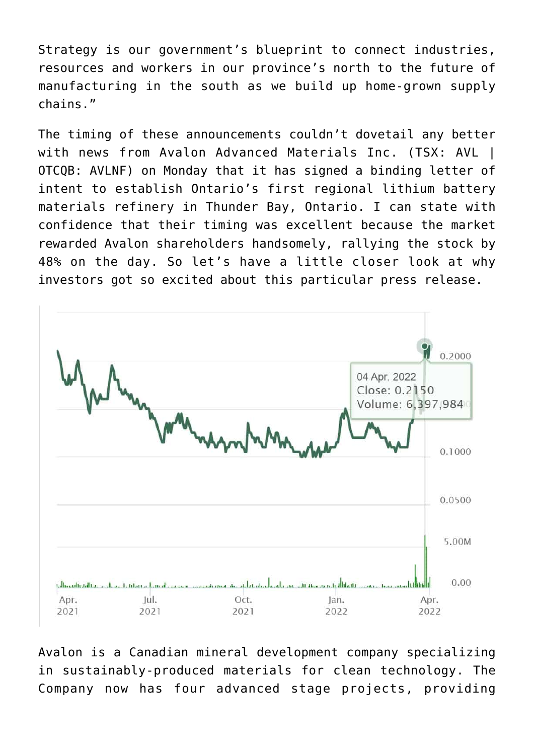Strategy is our government's blueprint to connect industries, resources and workers in our province's north to the future of manufacturing in the south as we build up home-grown supply chains."

The timing of these announcements couldn't dovetail any better with news from Avalon Advanced Materials Inc. (TSX: AVL | OTCQB: AVLNF) on Monday that it has signed a binding letter of intent to establish Ontario's first regional lithium battery materials refinery in Thunder Bay, Ontario. I can state with confidence that their timing was excellent because the market rewarded Avalon shareholders handsomely, rallying the stock by 48% on the day. So let's have a little closer look at why investors got so excited about this particular press release.

Avalon is a Canadian mineral development company specializing in sustainably-produced materials for clean technology. The Company now has four advanced stage projects, providing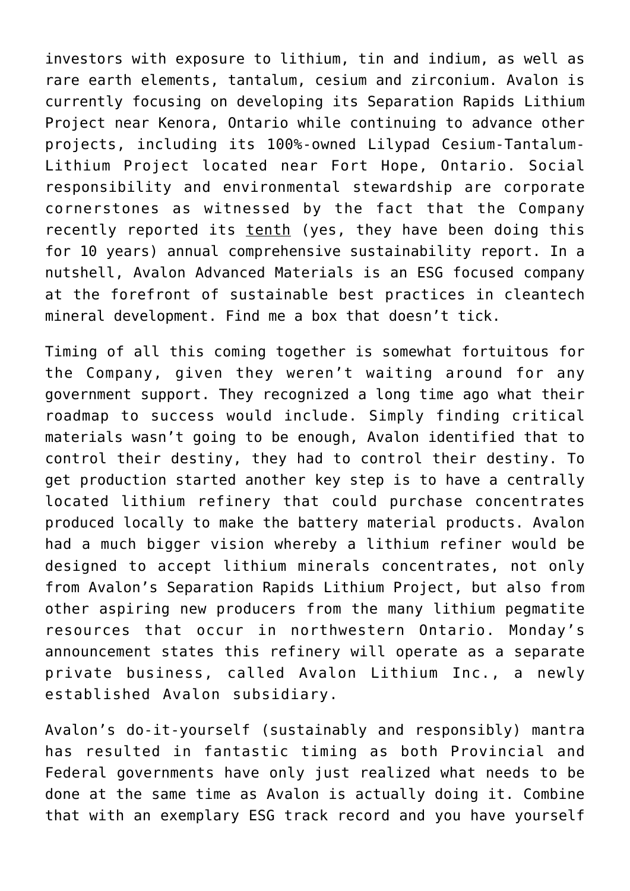investors with exposure to lithium, tin and indium, as well as rare earth elements, tantalum, cesium and zirconium. Avalon is currently focusing on developing its Separation Rapids Lithium Project near Kenora, Ontario while continuing to advance other projects, including its 100%-owned Lilypad Cesium-Tantalum-Lithium Project located near Fort Hope, Ontario. Social responsibility and environmental stewardship are corporate cornerstones as witnessed by the fact that the Company recently reported its tenth (yes, they have been doing this for 10 years) annual comprehensive sustainability report. In a nutshell, Avalon Advanced Materials is an ESG focused company at the forefront of sustainable best practices in cleantech mineral development. Find me a box that doesn't tick.

Timing of all this coming together is somewhat fortuitous for the Company, given they weren't waiting around for any government support. They recognized a long time ago what their roadmap to success would include. Simply finding critical materials wasn't going to be enough, Avalon identified that to control their destiny, they had to control their destiny. To get production started another key step is to have a centrally located lithium refinery that could purchase concentrates produced locally to make the battery material products. Avalon had a much bigger vision whereby a lithium refiner would be designed to accept lithium minerals concentrates, not only from Avalon's Separation Rapids Lithium Project, but also from other aspiring new producers from the many lithium pegmatite resources that occur in northwestern Ontario. Monday's announcement states this refinery will operate as a separate private business, called Avalon Lithium Inc., a newly established Avalon subsidiary.

Avalon's do-it-yourself (sustainably and responsibly) mantra has resulted in fantastic timing as both Provincial and Federal governments have only just realized what needs to be done at the same time as Avalon is actually doing it. Combine that with an exemplary ESG track record and you have yourself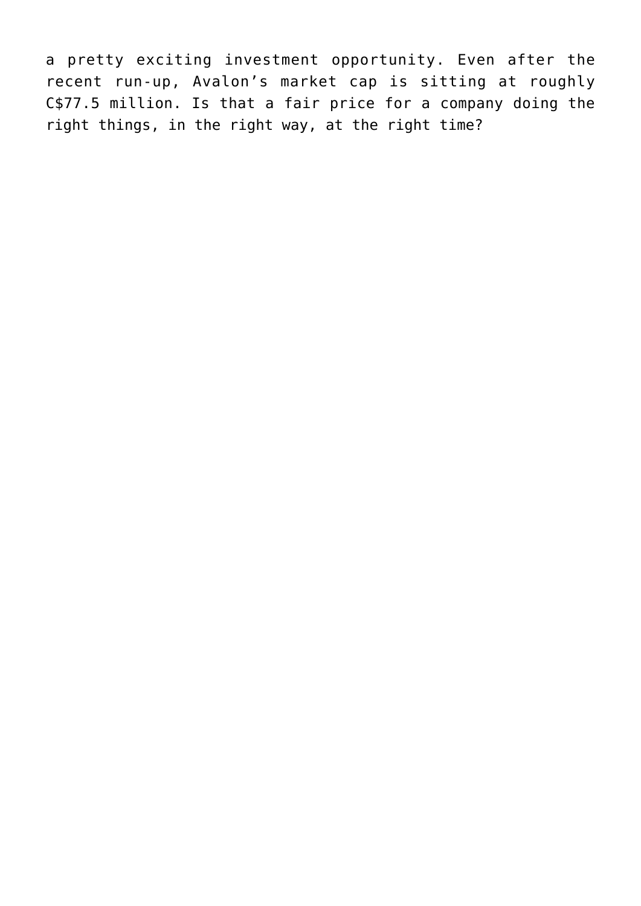a pretty exciting investment opportunity. Even after the recent run-up, Avalon’s market cap is sitting at roughly C$77.5 million. Is that a fair price for a company doing the right things, in the right way, at the right time?